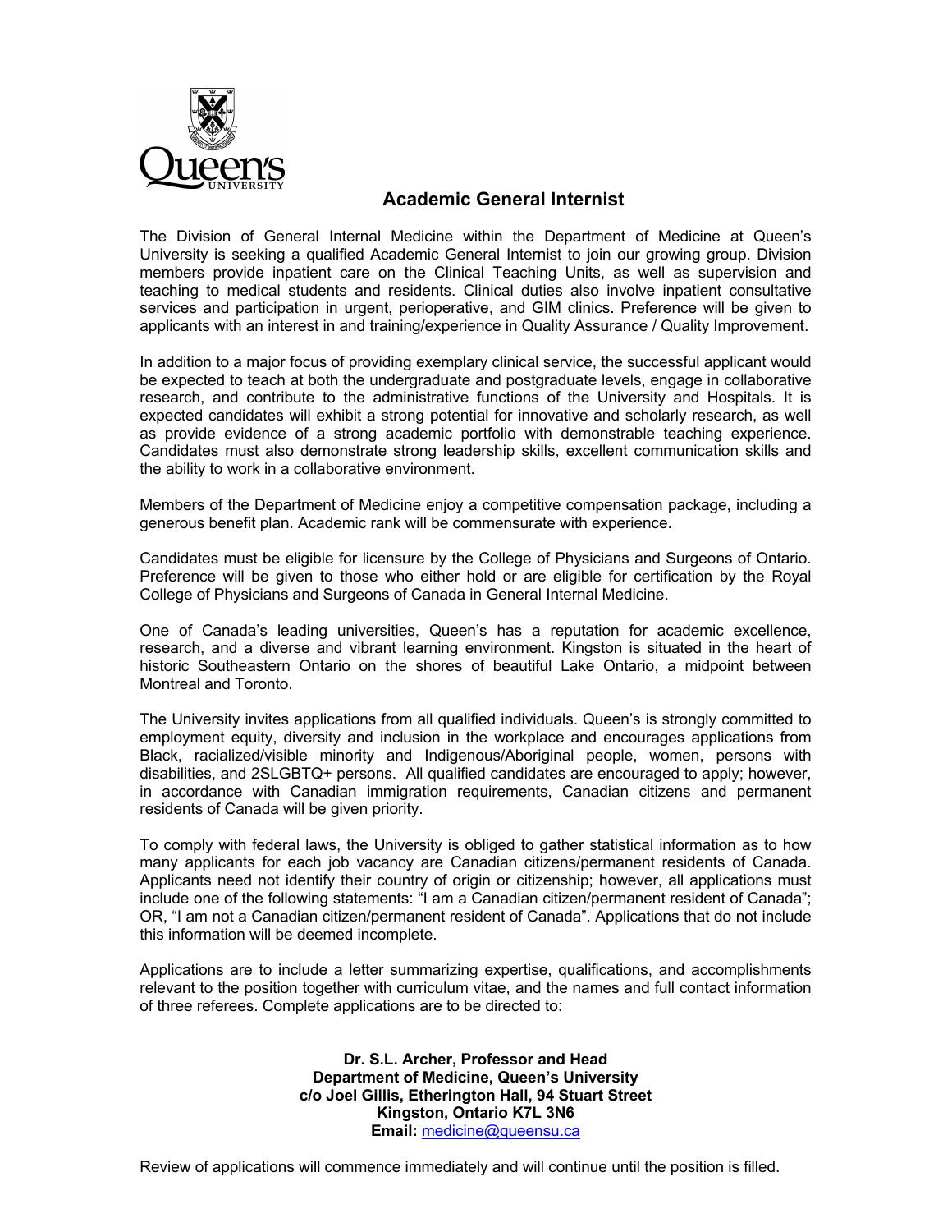# Academic General Internist

The Division of General Internal Medicine within the Department of Medicine at Queen's University is seeking a qualified Academic General Internist to join our growing group. Division members provide inpatient care on the Clinical Teaching Units, as well as supervision and teaching to medical students and residents. Clinical duties also involve inpatient consultative services and participation in urgent, perioperative, and GIM clinics. Preference will be given to applicants with an interest in and training/experience in Quality Assurance / Quality Improvement.

In addition to a major focus of providing exemplary clinical service, the successful applicant would be expected to teach at both the undergraduate and postgraduate levels, engage in collaborative research, and contribute to the administrative functions of the University and Hospitals. It is expected candidates will exhibit a strong potential for innovative and scholarly research, as well as provide evidence of a strong academic portfolio with demonstrable teaching experience. Candidates must also demonstrate strong leadership skills, excellent communication skills and the ability to work in a collaborative environment.

Members of the Department of Medicine enjoy a competitive compensation package, including a generous benefit plan. Academic rank will be commensurate with experience.

Candidates must be eligible for licensure by the College of Physicians and Surgeons of Ontario. Preference will be given to those who either hold or are eligible for certification by the Royal College of Physicians and Surgeons of Canada in General Internal Medicine.

One of Canada's leading universities, Queen's has a reputation for academic excellence, research, and a diverse and vibrant learning environment. Kingston is situated in the heart of historic Southeastern Ontario on the shores of beautiful Lake Ontario, a midpoint between Montreal and Toronto.

The University invites applications from all qualified individuals. Queen's is strongly committed to employment equity, diversity and inclusion in the workplace and encourages applications from Black, racialized/visible minority and Indigenous/Aboriginal people, women, persons with disabilities, and 2SLGBTQ+ persons. All qualified candidates are encouraged to apply; however, in accordance with Canadian immigration requirements, Canadian citizens and permanent residents of Canada will be given priority.

To comply with federal laws, the University is obliged to gather statistical information as to how many applicants for each job vacancy are Canadian citizens/permanent residents of Canada. Applicants need not identify their country of origin or citizenship; however, all applications must include one of the following statements: "I am a Canadian citizen/permanent resident of Canada"; OR, "I am not a Canadian citizen/permanent resident of Canada". Applications that do not include this information will be deemed incomplete.

Applications are to include a letter summarizing expertise, qualifications, and accomplishments relevant to the position together with curriculum vitae, and the names and full contact information of three referees. Complete applications are to be directed to:

**Dr. S.L. Archer, Professor and Head**
**Department of Medicine, Queen's University**
**c/o Joel Gillis, Etherington Hall, 94 Stuart Street**
**Kingston, Ontario K7L 3N6**
**Email:** medicine@queensu.ca

Review of applications will commence immediately and will continue until the position is filled.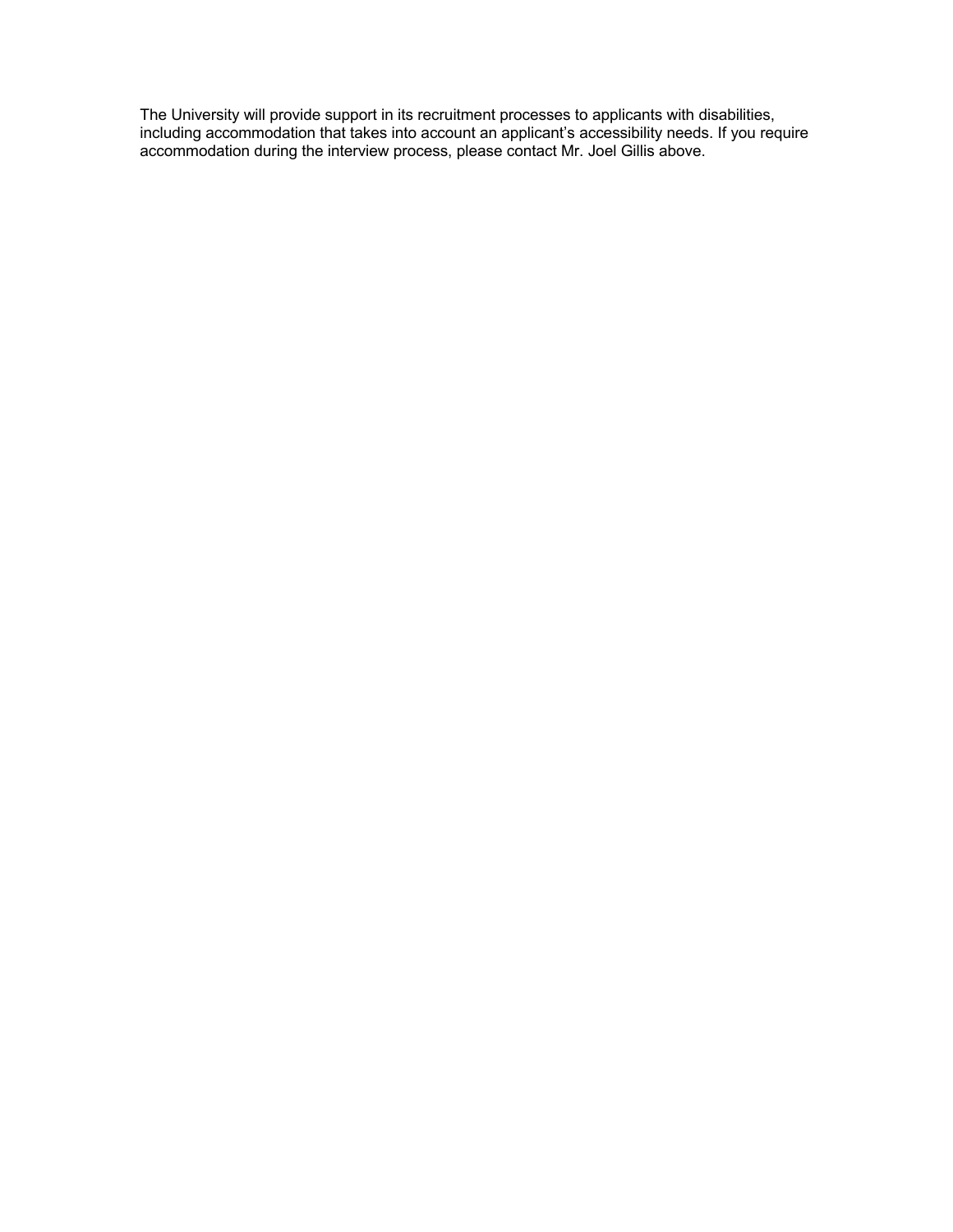The University will provide support in its recruitment processes to applicants with disabilities, including accommodation that takes into account an applicant's accessibility needs. If you require accommodation during the interview process, please contact Mr. Joel Gillis above.